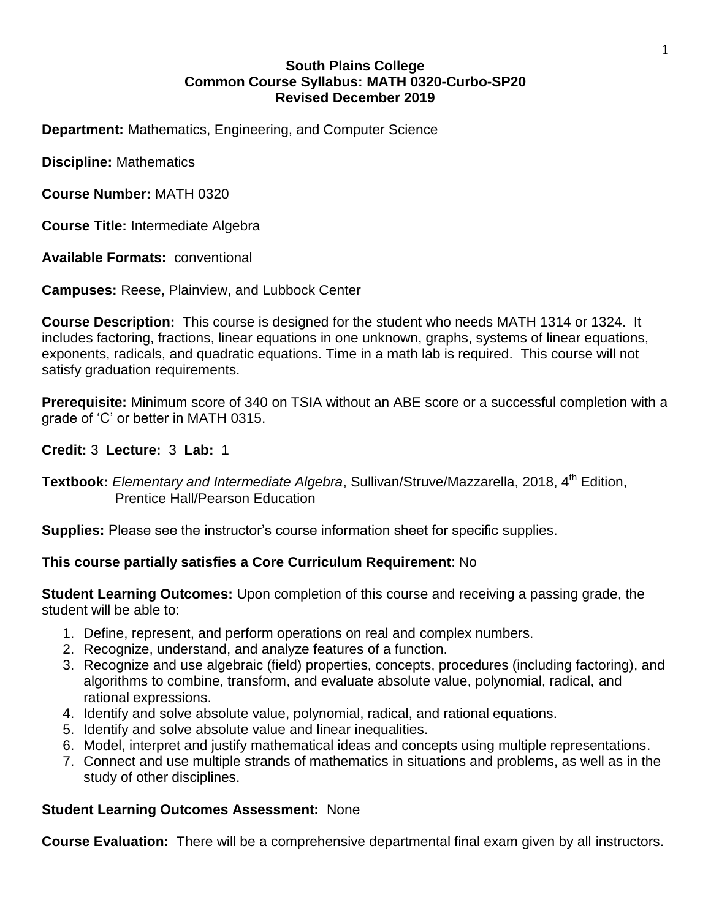**South Plains College**
**Common Course Syllabus: MATH 0320-Curbo-SP20**
**Revised December 2019**

**Department:** Mathematics, Engineering, and Computer Science

**Discipline:** Mathematics

**Course Number:** MATH 0320

**Course Title:** Intermediate Algebra

**Available Formats:** conventional

**Campuses:** Reese, Plainview, and Lubbock Center

**Course Description:** This course is designed for the student who needs MATH 1314 or 1324. It includes factoring, fractions, linear equations in one unknown, graphs, systems of linear equations, exponents, radicals, and quadratic equations. Time in a math lab is required. This course will not satisfy graduation requirements.

**Prerequisite:** Minimum score of 340 on TSIA without an ABE score or a successful completion with a grade of 'C' or better in MATH 0315.

**Credit:** 3 **Lecture:** 3 **Lab:** 1

**Textbook:** *Elementary and Intermediate Algebra*, Sullivan/Struve/Mazzarella, 2018, 4th Edition, Prentice Hall/Pearson Education

**Supplies:** Please see the instructor's course information sheet for specific supplies.

**This course partially satisfies a Core Curriculum Requirement**: No

**Student Learning Outcomes:** Upon completion of this course and receiving a passing grade, the student will be able to:

1. Define, represent, and perform operations on real and complex numbers.
2. Recognize, understand, and analyze features of a function.
3. Recognize and use algebraic (field) properties, concepts, procedures (including factoring), and algorithms to combine, transform, and evaluate absolute value, polynomial, radical, and rational expressions.
4. Identify and solve absolute value, polynomial, radical, and rational equations.
5. Identify and solve absolute value and linear inequalities.
6. Model, interpret and justify mathematical ideas and concepts using multiple representations.
7. Connect and use multiple strands of mathematics in situations and problems, as well as in the study of other disciplines.

**Student Learning Outcomes Assessment:** None

**Course Evaluation:** There will be a comprehensive departmental final exam given by all instructors.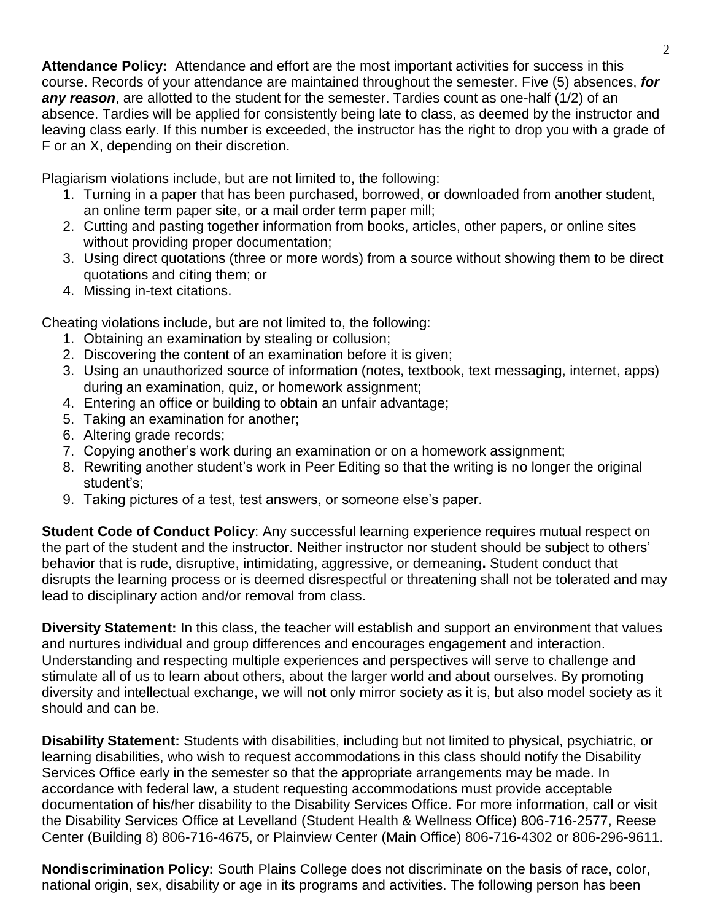**Attendance Policy:** Attendance and effort are the most important activities for success in this course. Records of your attendance are maintained throughout the semester. Five (5) absences, ***for any reason***, are allotted to the student for the semester. Tardies count as one-half (1/2) of an absence. Tardies will be applied for consistently being late to class, as deemed by the instructor and leaving class early. If this number is exceeded, the instructor has the right to drop you with a grade of F or an X, depending on their discretion.

Plagiarism violations include, but are not limited to, the following:

1. Turning in a paper that has been purchased, borrowed, or downloaded from another student, an online term paper site, or a mail order term paper mill;
2. Cutting and pasting together information from books, articles, other papers, or online sites without providing proper documentation;
3. Using direct quotations (three or more words) from a source without showing them to be direct quotations and citing them; or
4. Missing in-text citations.

Cheating violations include, but are not limited to, the following:

1. Obtaining an examination by stealing or collusion;
2. Discovering the content of an examination before it is given;
3. Using an unauthorized source of information (notes, textbook, text messaging, internet, apps) during an examination, quiz, or homework assignment;
4. Entering an office or building to obtain an unfair advantage;
5. Taking an examination for another;
6. Altering grade records;
7. Copying another's work during an examination or on a homework assignment;
8. Rewriting another student's work in Peer Editing so that the writing is no longer the original student's;
9. Taking pictures of a test, test answers, or someone else's paper.

**Student Code of Conduct Policy**: Any successful learning experience requires mutual respect on the part of the student and the instructor. Neither instructor nor student should be subject to others' behavior that is rude, disruptive, intimidating, aggressive, or demeaning**.** Student conduct that disrupts the learning process or is deemed disrespectful or threatening shall not be tolerated and may lead to disciplinary action and/or removal from class.

**Diversity Statement:** In this class, the teacher will establish and support an environment that values and nurtures individual and group differences and encourages engagement and interaction. Understanding and respecting multiple experiences and perspectives will serve to challenge and stimulate all of us to learn about others, about the larger world and about ourselves. By promoting diversity and intellectual exchange, we will not only mirror society as it is, but also model society as it should and can be.

**Disability Statement:** Students with disabilities, including but not limited to physical, psychiatric, or learning disabilities, who wish to request accommodations in this class should notify the Disability Services Office early in the semester so that the appropriate arrangements may be made. In accordance with federal law, a student requesting accommodations must provide acceptable documentation of his/her disability to the Disability Services Office. For more information, call or visit the Disability Services Office at Levelland (Student Health & Wellness Office) 806-716-2577, Reese Center (Building 8) 806-716-4675, or Plainview Center (Main Office) 806-716-4302 or 806-296-9611.

**Nondiscrimination Policy:** South Plains College does not discriminate on the basis of race, color, national origin, sex, disability or age in its programs and activities. The following person has been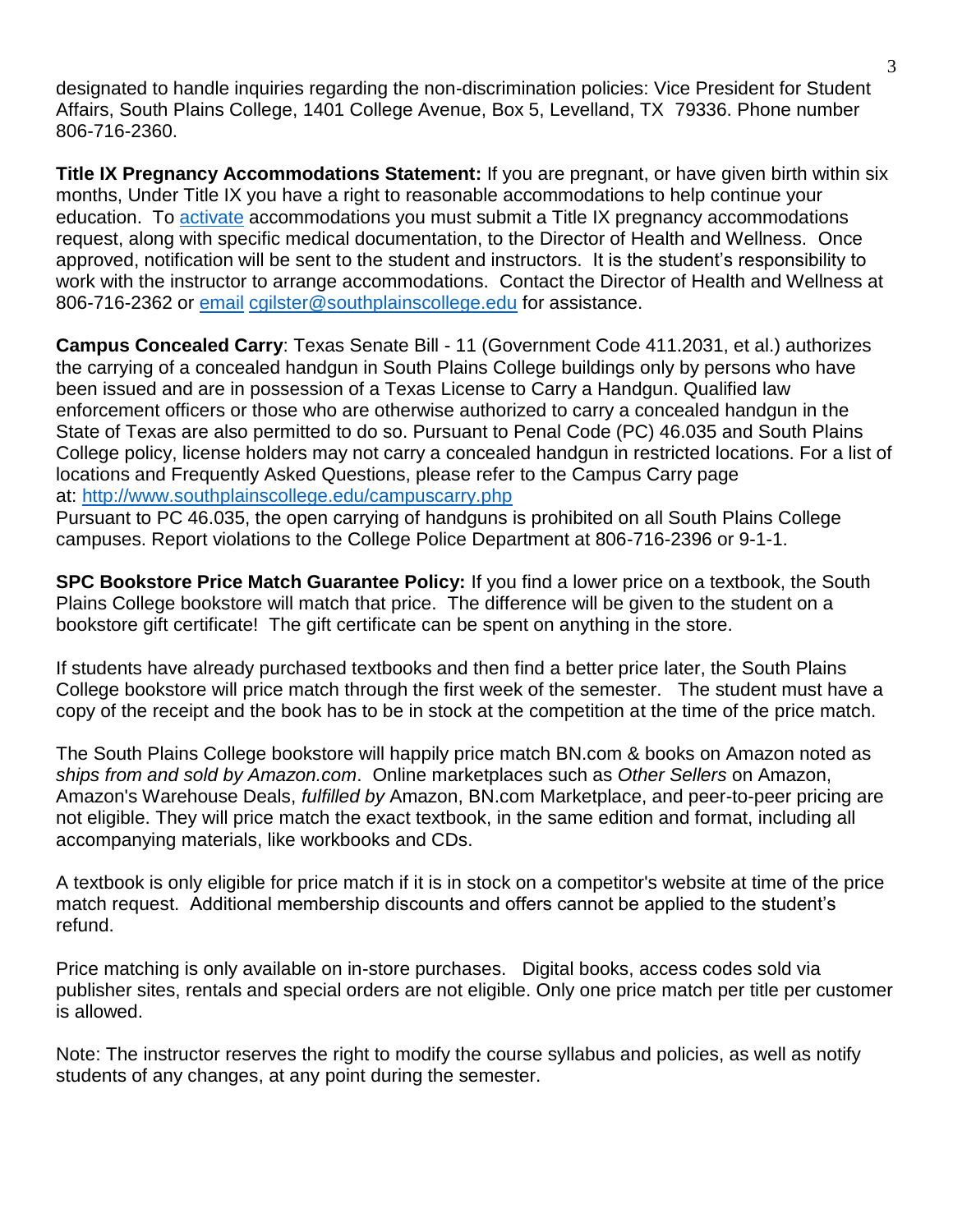designated to handle inquiries regarding the non-discrimination policies: Vice President for Student Affairs, South Plains College, 1401 College Avenue, Box 5, Levelland, TX 79336. Phone number 806-716-2360.

**Title IX Pregnancy Accommodations Statement:** If you are pregnant, or have given birth within six months, Under Title IX you have a right to reasonable accommodations to help continue your education. To activate accommodations you must submit a Title IX pregnancy accommodations request, along with specific medical documentation, to the Director of Health and Wellness. Once approved, notification will be sent to the student and instructors. It is the student's responsibility to work with the instructor to arrange accommodations. Contact the Director of Health and Wellness at 806-716-2362 or email cgilster@southplainscollege.edu for assistance.

**Campus Concealed Carry**: Texas Senate Bill - 11 (Government Code 411.2031, et al.) authorizes the carrying of a concealed handgun in South Plains College buildings only by persons who have been issued and are in possession of a Texas License to Carry a Handgun. Qualified law enforcement officers or those who are otherwise authorized to carry a concealed handgun in the State of Texas are also permitted to do so. Pursuant to Penal Code (PC) 46.035 and South Plains College policy, license holders may not carry a concealed handgun in restricted locations. For a list of locations and Frequently Asked Questions, please refer to the Campus Carry page at: http://www.southplainscollege.edu/campuscarry.php

Pursuant to PC 46.035, the open carrying of handguns is prohibited on all South Plains College campuses. Report violations to the College Police Department at 806-716-2396 or 9-1-1.

**SPC Bookstore Price Match Guarantee Policy:** If you find a lower price on a textbook, the South Plains College bookstore will match that price. The difference will be given to the student on a bookstore gift certificate! The gift certificate can be spent on anything in the store.

If students have already purchased textbooks and then find a better price later, the South Plains College bookstore will price match through the first week of the semester. The student must have a copy of the receipt and the book has to be in stock at the competition at the time of the price match.

The South Plains College bookstore will happily price match BN.com & books on Amazon noted as *ships from and sold by Amazon.com*. Online marketplaces such as *Other Sellers* on Amazon, Amazon's Warehouse Deals, *fulfilled by* Amazon, BN.com Marketplace, and peer-to-peer pricing are not eligible. They will price match the exact textbook, in the same edition and format, including all accompanying materials, like workbooks and CDs.

A textbook is only eligible for price match if it is in stock on a competitor's website at time of the price match request. Additional membership discounts and offers cannot be applied to the student's refund.

Price matching is only available on in-store purchases. Digital books, access codes sold via publisher sites, rentals and special orders are not eligible. Only one price match per title per customer is allowed.

Note: The instructor reserves the right to modify the course syllabus and policies, as well as notify students of any changes, at any point during the semester.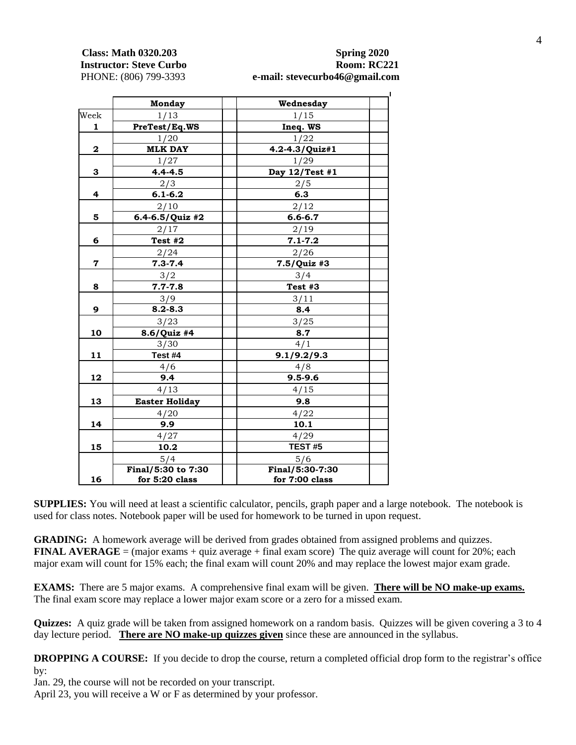**Class: Math 0320.203** **Spring 2020**
**Instructor: Steve Curbo** **Room: RC221**
PHONE: (806) 799-3393 **e-mail: stevecurbo46@gmail.com**

| Week | Monday | | Wednesday | |
|---|---|---|---|---|
| | 1/13 | | 1/15 | |
| 1 | **PreTest/Eq.WS** | | **Ineq. WS** | |
| | 1/20 | | 1/22 | |
| 2 | **MLK DAY** | | **4.2-4.3/Quiz#1** | |
| | 1/27 | | 1/29 | |
| 3 | **4.4-4.5** | | **Day 12/Test #1** | |
| | 2/3 | | 2/5 | |
| 4 | **6.1-6.2** | | **6.3** | |
| | 2/10 | | 2/12 | |
| 5 | **6.4-6.5/Quiz #2** | | **6.6-6.7** | |
| | 2/17 | | 2/19 | |
| 6 | **Test #2** | | **7.1-7.2** | |
| | 2/24 | | 2/26 | |
| 7 | **7.3-7.4** | | **7.5/Quiz #3** | |
| | 3/2 | | 3/4 | |
| 8 | **7.7-7.8** | | **Test #3** | |
| | 3/9 | | 3/11 | |
| 9 | **8.2-8.3** | | **8.4** | |
| | 3/23 | | 3/25 | |
| 10 | **8.6/Quiz #4** | | **8.7** | |
| | 3/30 | | 4/1 | |
| 11 | **Test #4** | | **9.1/9.2/9.3** | |
| | 4/6 | | 4/8 | |
| 12 | **9.4** | | **9.5-9.6** | |
| | 4/13 | | 4/15 | |
| 13 | **Easter Holiday** | | **9.8** | |
| | 4/20 | | 4/22 | |
| 14 | **9.9** | | **10.1** | |
| | 4/27 | | 4/29 | |
| 15 | **10.2** | | **TEST #5** | |
| | 5/4 | | 5/6 | |
| 16 | **Final/5:30 to 7:30 for 5:20 class** | | **Final/5:30-7:30 for 7:00 class** | |

**SUPPLIES:** You will need at least a scientific calculator, pencils, graph paper and a large notebook. The notebook is used for class notes. Notebook paper will be used for homework to be turned in upon request.

**GRADING:** A homework average will be derived from grades obtained from assigned problems and quizzes.
**FINAL AVERAGE** = (major exams + quiz average + final exam score) The quiz average will count for 20%; each major exam will count for 15% each; the final exam will count 20% and may replace the lowest major exam grade.

**EXAMS:** There are 5 major exams. A comprehensive final exam will be given. **There will be NO make-up exams.** The final exam score may replace a lower major exam score or a zero for a missed exam.

**Quizzes:** A quiz grade will be taken from assigned homework on a random basis. Quizzes will be given covering a 3 to 4 day lecture period. **There are NO make-up quizzes given** since these are announced in the syllabus.

**DROPPING A COURSE:** If you decide to drop the course, return a completed official drop form to the registrar's office by:
Jan. 29, the course will not be recorded on your transcript.
April 23, you will receive a W or F as determined by your professor.